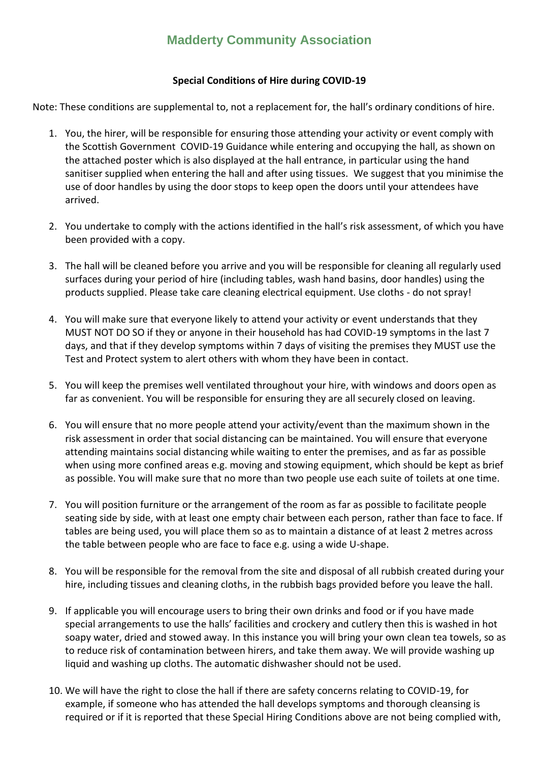# Madderty Community Association

**Special Conditions of Hire during COVID-19**

Note: These conditions are supplemental to, not a replacement for, the hall's ordinary conditions of hire.

1. You, the hirer, will be responsible for ensuring those attending your activity or event comply with the Scottish Government COVID-19 Guidance while entering and occupying the hall, as shown on the attached poster which is also displayed at the hall entrance, in particular using the hand sanitiser supplied when entering the hall and after using tissues. We suggest that you minimise the use of door handles by using the door stops to keep open the doors until your attendees have arrived.

2. You undertake to comply with the actions identified in the hall's risk assessment, of which you have been provided with a copy.

3. The hall will be cleaned before you arrive and you will be responsible for cleaning all regularly used surfaces during your period of hire (including tables, wash hand basins, door handles) using the products supplied. Please take care cleaning electrical equipment. Use cloths - do not spray!

4. You will make sure that everyone likely to attend your activity or event understands that they MUST NOT DO SO if they or anyone in their household has had COVID-19 symptoms in the last 7 days, and that if they develop symptoms within 7 days of visiting the premises they MUST use the Test and Protect system to alert others with whom they have been in contact.

5. You will keep the premises well ventilated throughout your hire, with windows and doors open as far as convenient. You will be responsible for ensuring they are all securely closed on leaving.

6. You will ensure that no more people attend your activity/event than the maximum shown in the risk assessment in order that social distancing can be maintained. You will ensure that everyone attending maintains social distancing while waiting to enter the premises, and as far as possible when using more confined areas e.g. moving and stowing equipment, which should be kept as brief as possible. You will make sure that no more than two people use each suite of toilets at one time.

7. You will position furniture or the arrangement of the room as far as possible to facilitate people seating side by side, with at least one empty chair between each person, rather than face to face. If tables are being used, you will place them so as to maintain a distance of at least 2 metres across the table between people who are face to face e.g. using a wide U-shape.

8. You will be responsible for the removal from the site and disposal of all rubbish created during your hire, including tissues and cleaning cloths, in the rubbish bags provided before you leave the hall.

9. If applicable you will encourage users to bring their own drinks and food or if you have made special arrangements to use the halls' facilities and crockery and cutlery then this is washed in hot soapy water, dried and stowed away. In this instance you will bring your own clean tea towels, so as to reduce risk of contamination between hirers, and take them away. We will provide washing up liquid and washing up cloths. The automatic dishwasher should not be used.

10. We will have the right to close the hall if there are safety concerns relating to COVID-19, for example, if someone who has attended the hall develops symptoms and thorough cleansing is required or if it is reported that these Special Hiring Conditions above are not being complied with,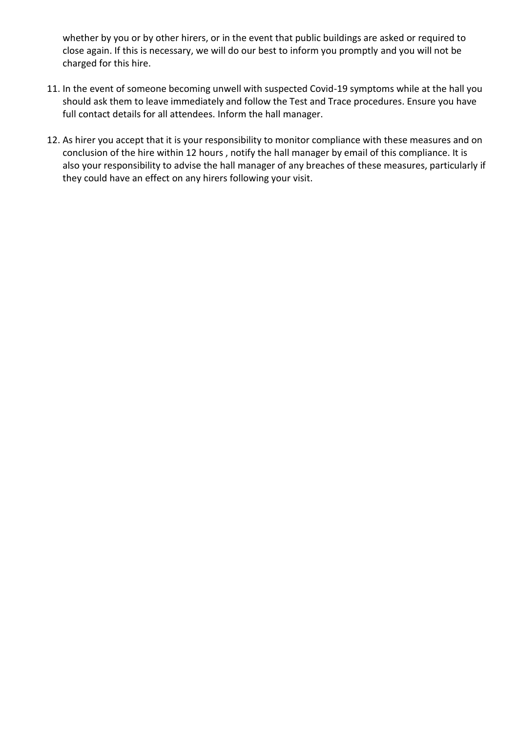whether by you or by other hirers, or in the event that public buildings are asked or required to close again. If this is necessary, we will do our best to inform you promptly and you will not be charged for this hire.

11. In the event of someone becoming unwell with suspected Covid-19 symptoms while at the hall you should ask them to leave immediately and follow the Test and Trace procedures. Ensure you have full contact details for all attendees. Inform the hall manager.

12. As hirer you accept that it is your responsibility to monitor compliance with these measures and on conclusion of the hire within 12 hours , notify the hall manager by email of this compliance. It is also your responsibility to advise the hall manager of any breaches of these measures, particularly if they could have an effect on any hirers following your visit.